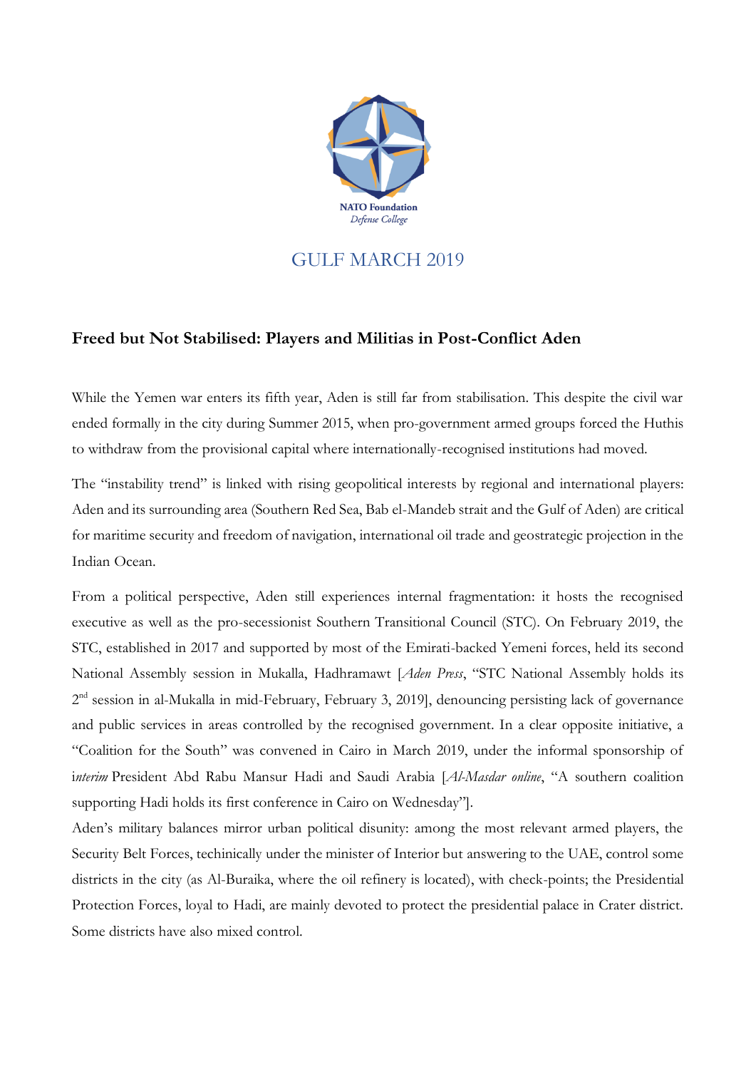NATO Foundation
*Defense College*

GULF MARCH 2019

## Freed but Not Stabilised: Players and Militias in Post-Conflict Aden

While the Yemen war enters its fifth year, Aden is still far from stabilisation. This despite the civil war ended formally in the city during Summer 2015, when pro-government armed groups forced the Huthis to withdraw from the provisional capital where internationally-recognised institutions had moved.

The "instability trend" is linked with rising geopolitical interests by regional and international players: Aden and its surrounding area (Southern Red Sea, Bab el-Mandeb strait and the Gulf of Aden) are critical for maritime security and freedom of navigation, international oil trade and geostrategic projection in the Indian Ocean.

From a political perspective, Aden still experiences internal fragmentation: it hosts the recognised executive as well as the pro-secessionist Southern Transitional Council (STC). On February 2019, the STC, established in 2017 and supported by most of the Emirati-backed Yemeni forces, held its second National Assembly session in Mukalla, Hadhramawt [*Aden Press*, "STC National Assembly holds its 2nd session in al-Mukalla in mid-February, February 3, 2019], denouncing persisting lack of governance and public services in areas controlled by the recognised government. In a clear opposite initiative, a "Coalition for the South" was convened in Cairo in March 2019, under the informal sponsorship of *interim* President Abd Rabu Mansur Hadi and Saudi Arabia [*Al-Masdar online*, "A southern coalition supporting Hadi holds its first conference in Cairo on Wednesday"].

Aden's military balances mirror urban political disunity: among the most relevant armed players, the Security Belt Forces, techinically under the minister of Interior but answering to the UAE, control some districts in the city (as Al-Buraika, where the oil refinery is located), with check-points; the Presidential Protection Forces, loyal to Hadi, are mainly devoted to protect the presidential palace in Crater district. Some districts have also mixed control.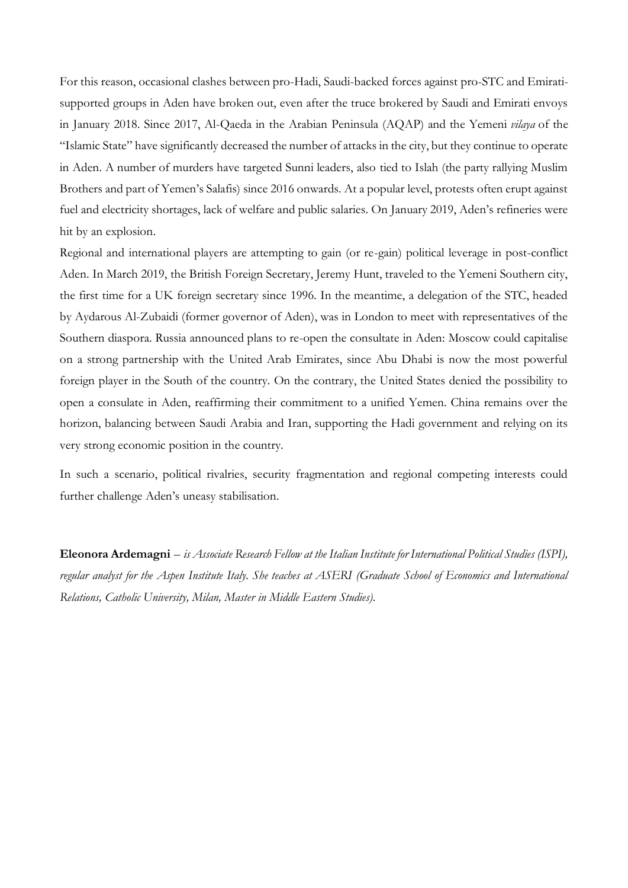For this reason, occasional clashes between pro-Hadi, Saudi-backed forces against pro-STC and Emirati-supported groups in Aden have broken out, even after the truce brokered by Saudi and Emirati envoys in January 2018. Since 2017, Al-Qaeda in the Arabian Peninsula (AQAP) and the Yemeni *vilaya* of the "Islamic State" have significantly decreased the number of attacks in the city, but they continue to operate in Aden. A number of murders have targeted Sunni leaders, also tied to Islah (the party rallying Muslim Brothers and part of Yemen's Salafis) since 2016 onwards. At a popular level, protests often erupt against fuel and electricity shortages, lack of welfare and public salaries. On January 2019, Aden's refineries were hit by an explosion.

Regional and international players are attempting to gain (or re-gain) political leverage in post-conflict Aden. In March 2019, the British Foreign Secretary, Jeremy Hunt, traveled to the Yemeni Southern city, the first time for a UK foreign secretary since 1996. In the meantime, a delegation of the STC, headed by Aydarous Al-Zubaidi (former governor of Aden), was in London to meet with representatives of the Southern diaspora. Russia announced plans to re-open the consultate in Aden: Moscow could capitalise on a strong partnership with the United Arab Emirates, since Abu Dhabi is now the most powerful foreign player in the South of the country. On the contrary, the United States denied the possibility to open a consulate in Aden, reaffirming their commitment to a unified Yemen. China remains over the horizon, balancing between Saudi Arabia and Iran, supporting the Hadi government and relying on its very strong economic position in the country.

In such a scenario, political rivalries, security fragmentation and regional competing interests could further challenge Aden's uneasy stabilisation.

**Eleonora Ardemagni** – *is Associate Research Fellow at the Italian Institute for International Political Studies (ISPI), regular analyst for the Aspen Institute Italy. She teaches at ASERI (Graduate School of Economics and International Relations, Catholic University, Milan, Master in Middle Eastern Studies).*